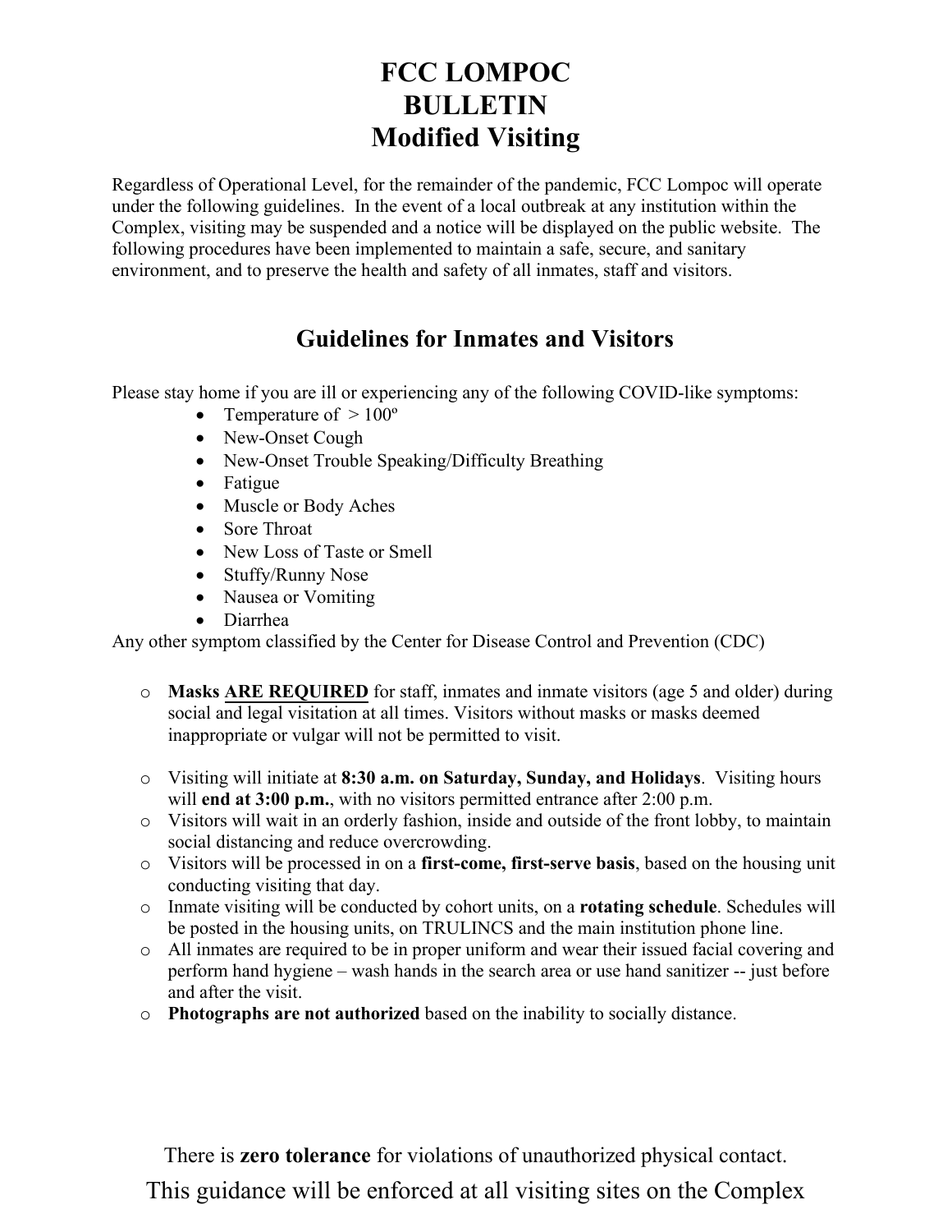# FCC LOMPOC
# BULLETIN
# Modified Visiting

Regardless of Operational Level, for the remainder of the pandemic, FCC Lompoc will operate under the following guidelines. In the event of a local outbreak at any institution within the Complex, visiting may be suspended and a notice will be displayed on the public website. The following procedures have been implemented to maintain a safe, secure, and sanitary environment, and to preserve the health and safety of all inmates, staff and visitors.

## Guidelines for Inmates and Visitors

Please stay home if you are ill or experiencing any of the following COVID-like symptoms:

- Temperature of > 100º
- New-Onset Cough
- New-Onset Trouble Speaking/Difficulty Breathing
- Fatigue
- Muscle or Body Aches
- Sore Throat
- New Loss of Taste or Smell
- Stuffy/Runny Nose
- Nausea or Vomiting
- Diarrhea

Any other symptom classified by the Center for Disease Control and Prevention (CDC)

- **Masks <u>ARE REQUIRED</u>** for staff, inmates and inmate visitors (age 5 and older) during social and legal visitation at all times. Visitors without masks or masks deemed inappropriate or vulgar will not be permitted to visit.

- Visiting will initiate at **8:30 a.m. on Saturday, Sunday, and Holidays**. Visiting hours will **end at 3:00 p.m.**, with no visitors permitted entrance after 2:00 p.m.
- Visitors will wait in an orderly fashion, inside and outside of the front lobby, to maintain social distancing and reduce overcrowding.
- Visitors will be processed in on a **first-come, first-serve basis**, based on the housing unit conducting visiting that day.
- Inmate visiting will be conducted by cohort units, on a **rotating schedule**. Schedules will be posted in the housing units, on TRULINCS and the main institution phone line.
- All inmates are required to be in proper uniform and wear their issued facial covering and perform hand hygiene – wash hands in the search area or use hand sanitizer -- just before and after the visit.
- **Photographs are not authorized** based on the inability to socially distance.

There is **zero tolerance** for violations of unauthorized physical contact.

This guidance will be enforced at all visiting sites on the Complex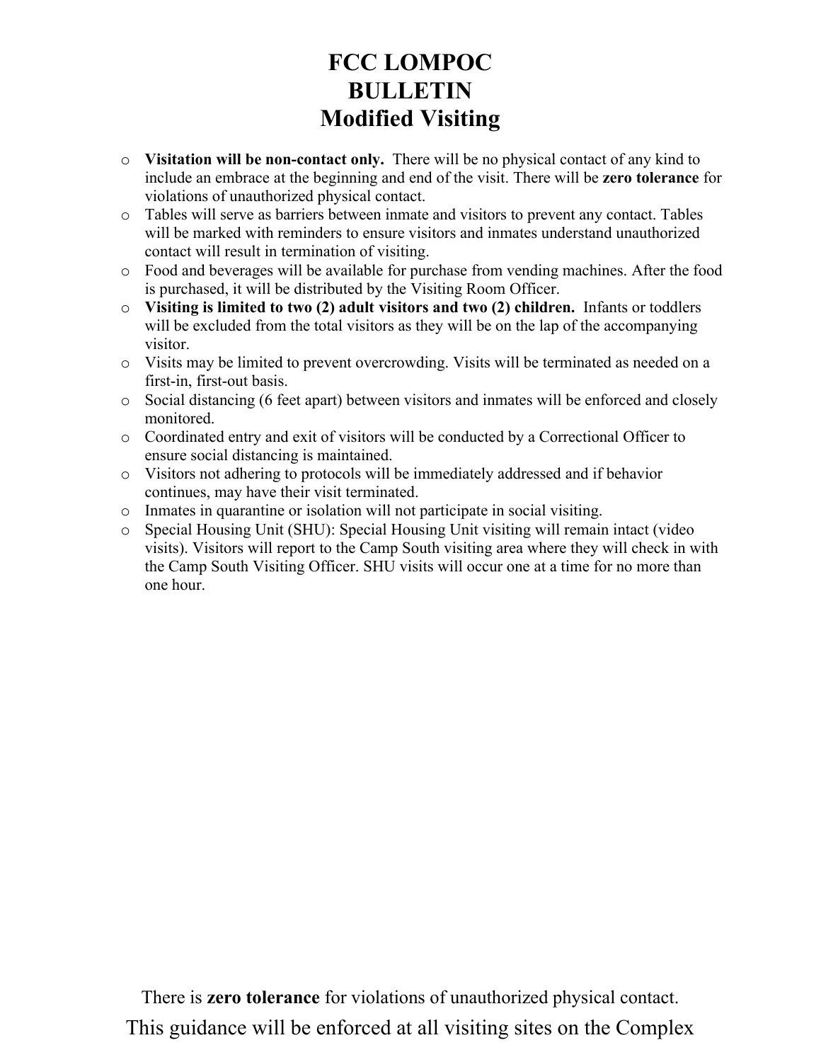# FCC LOMPOC
# BULLETIN
# Modified Visiting

- **Visitation will be non-contact only.** There will be no physical contact of any kind to include an embrace at the beginning and end of the visit. There will be **zero tolerance** for violations of unauthorized physical contact.
- Tables will serve as barriers between inmate and visitors to prevent any contact. Tables will be marked with reminders to ensure visitors and inmates understand unauthorized contact will result in termination of visiting.
- Food and beverages will be available for purchase from vending machines. After the food is purchased, it will be distributed by the Visiting Room Officer.
- **Visiting is limited to two (2) adult visitors and two (2) children.** Infants or toddlers will be excluded from the total visitors as they will be on the lap of the accompanying visitor.
- Visits may be limited to prevent overcrowding. Visits will be terminated as needed on a first-in, first-out basis.
- Social distancing (6 feet apart) between visitors and inmates will be enforced and closely monitored.
- Coordinated entry and exit of visitors will be conducted by a Correctional Officer to ensure social distancing is maintained.
- Visitors not adhering to protocols will be immediately addressed and if behavior continues, may have their visit terminated.
- Inmates in quarantine or isolation will not participate in social visiting.
- Special Housing Unit (SHU): Special Housing Unit visiting will remain intact (video visits). Visitors will report to the Camp South visiting area where they will check in with the Camp South Visiting Officer. SHU visits will occur one at a time for no more than one hour.

There is **zero tolerance** for violations of unauthorized physical contact.

This guidance will be enforced at all visiting sites on the Complex